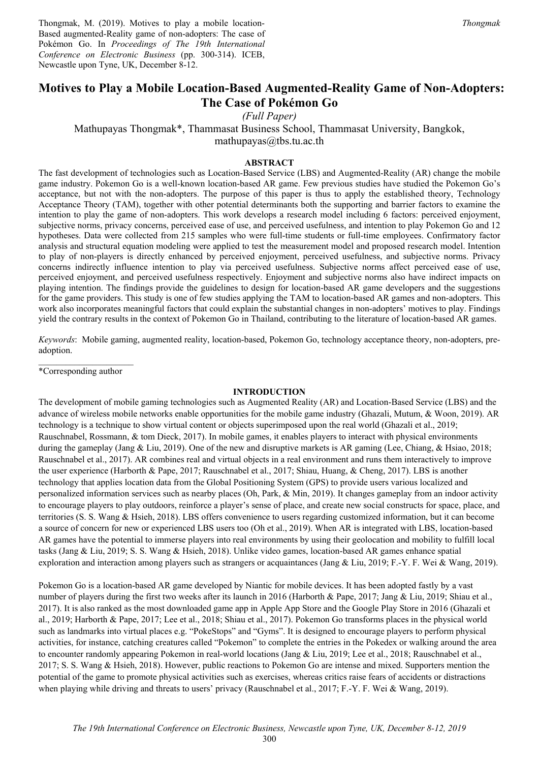Thongmak, M. (2019). Motives to play a mobile location-Based augmented-Reality game of non-adopters: The case of Pokémon Go. In *Proceedings of The 19th International Conference on Electronic Business* (pp. 300-314). ICEB, Newcastle upon Tyne, UK, December 8-12.

# Motives to Play a Mobile Location-Based Augmented-Reality Game of Non-Adopters: The Case of Pokémon Go

*(Full Paper)*

Mathupayas Thongmak*, Thammasat Business School, Thammasat University, Bangkok, mathupayas@tbs.tu.ac.th

## ABSTRACT

The fast development of technologies such as Location-Based Service (LBS) and Augmented-Reality (AR) change the mobile game industry. Pokemon Go is a well-known location-based AR game. Few previous studies have studied the Pokemon Go's acceptance, but not with the non-adopters. The purpose of this paper is thus to apply the established theory, Technology Acceptance Theory (TAM), together with other potential determinants both the supporting and barrier factors to examine the intention to play the game of non-adopters. This work develops a research model including 6 factors: perceived enjoyment, subjective norms, privacy concerns, perceived ease of use, and perceived usefulness, and intention to play Pokemon Go and 12 hypotheses. Data were collected from 215 samples who were full-time students or full-time employees. Confirmatory factor analysis and structural equation modeling were applied to test the measurement model and proposed research model. Intention to play of non-players is directly enhanced by perceived enjoyment, perceived usefulness, and subjective norms. Privacy concerns indirectly influence intention to play via perceived usefulness. Subjective norms affect perceived ease of use, perceived enjoyment, and perceived usefulness respectively. Enjoyment and subjective norms also have indirect impacts on playing intention. The findings provide the guidelines to design for location-based AR game developers and the suggestions for the game providers. This study is one of few studies applying the TAM to location-based AR games and non-adopters. This work also incorporates meaningful factors that could explain the substantial changes in non-adopters' motives to play. Findings yield the contrary results in the context of Pokemon Go in Thailand, contributing to the literature of location-based AR games.

*Keywords*: Mobile gaming, augmented reality, location-based, Pokemon Go, technology acceptance theory, non-adopters, pre-adoption.

*Corresponding author

## INTRODUCTION

The development of mobile gaming technologies such as Augmented Reality (AR) and Location-Based Service (LBS) and the advance of wireless mobile networks enable opportunities for the mobile game industry (Ghazali, Mutum, & Woon, 2019). AR technology is a technique to show virtual content or objects superimposed upon the real world (Ghazali et al., 2019; Rauschnabel, Rossmann, & tom Dieck, 2017). In mobile games, it enables players to interact with physical environments during the gameplay (Jang & Liu, 2019). One of the new and disruptive markets is AR gaming (Lee, Chiang, & Hsiao, 2018; Rauschnabel et al., 2017). AR combines real and virtual objects in a real environment and runs them interactively to improve the user experience (Harborth & Pape, 2017; Rauschnabel et al., 2017; Shiau, Huang, & Cheng, 2017). LBS is another technology that applies location data from the Global Positioning System (GPS) to provide users various localized and personalized information services such as nearby places (Oh, Park, & Min, 2019). It changes gameplay from an indoor activity to encourage players to play outdoors, reinforce a player's sense of place, and create new social constructs for space, place, and territories (S. S. Wang & Hsieh, 2018). LBS offers convenience to users regarding customized information, but it can become a source of concern for new or experienced LBS users too (Oh et al., 2019). When AR is integrated with LBS, location-based AR games have the potential to immerse players into real environments by using their geolocation and mobility to fulfill local tasks (Jang & Liu, 2019; S. S. Wang & Hsieh, 2018). Unlike video games, location-based AR games enhance spatial exploration and interaction among players such as strangers or acquaintances (Jang & Liu, 2019; F.-Y. F. Wei & Wang, 2019).

Pokemon Go is a location-based AR game developed by Niantic for mobile devices. It has been adopted fastly by a vast number of players during the first two weeks after its launch in 2016 (Harborth & Pape, 2017; Jang & Liu, 2019; Shiau et al., 2017). It is also ranked as the most downloaded game app in Apple App Store and the Google Play Store in 2016 (Ghazali et al., 2019; Harborth & Pape, 2017; Lee et al., 2018; Shiau et al., 2017). Pokemon Go transforms places in the physical world such as landmarks into virtual places e.g. "PokeStops" and "Gyms". It is designed to encourage players to perform physical activities, for instance, catching creatures called "Pokemon" to complete the entries in the Pokedex or walking around the area to encounter randomly appearing Pokemon in real-world locations (Jang & Liu, 2019; Lee et al., 2018; Rauschnabel et al., 2017; S. S. Wang & Hsieh, 2018). However, public reactions to Pokemon Go are intense and mixed. Supporters mention the potential of the game to promote physical activities such as exercises, whereas critics raise fears of accidents or distractions when playing while driving and threats to users' privacy (Rauschnabel et al., 2017; F.-Y. F. Wei & Wang, 2019).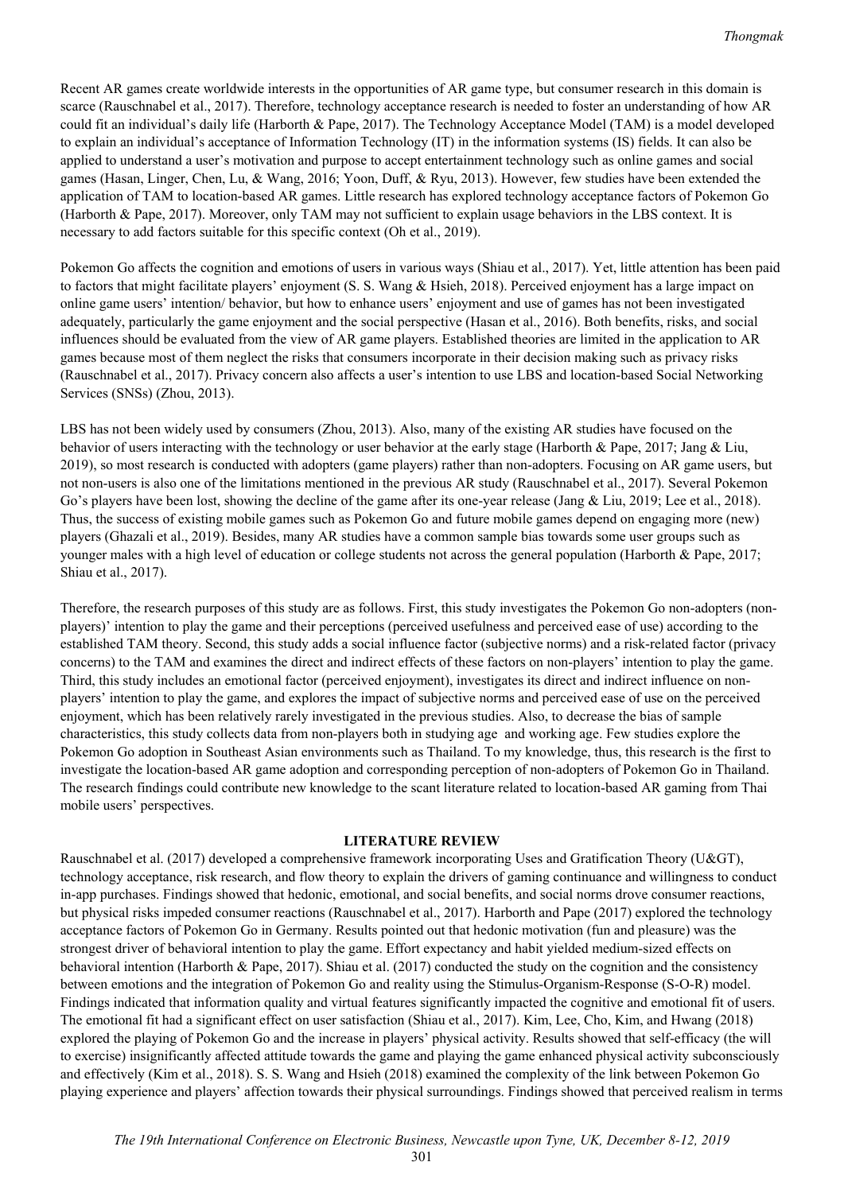Recent AR games create worldwide interests in the opportunities of AR game type, but consumer research in this domain is scarce (Rauschnabel et al., 2017). Therefore, technology acceptance research is needed to foster an understanding of how AR could fit an individual's daily life (Harborth & Pape, 2017). The Technology Acceptance Model (TAM) is a model developed to explain an individual's acceptance of Information Technology (IT) in the information systems (IS) fields. It can also be applied to understand a user's motivation and purpose to accept entertainment technology such as online games and social games (Hasan, Linger, Chen, Lu, & Wang, 2016; Yoon, Duff, & Ryu, 2013). However, few studies have been extended the application of TAM to location-based AR games. Little research has explored technology acceptance factors of Pokemon Go (Harborth & Pape, 2017). Moreover, only TAM may not sufficient to explain usage behaviors in the LBS context. It is necessary to add factors suitable for this specific context (Oh et al., 2019).

Pokemon Go affects the cognition and emotions of users in various ways (Shiau et al., 2017). Yet, little attention has been paid to factors that might facilitate players' enjoyment (S. S. Wang & Hsieh, 2018). Perceived enjoyment has a large impact on online game users' intention/ behavior, but how to enhance users' enjoyment and use of games has not been investigated adequately, particularly the game enjoyment and the social perspective (Hasan et al., 2016). Both benefits, risks, and social influences should be evaluated from the view of AR game players. Established theories are limited in the application to AR games because most of them neglect the risks that consumers incorporate in their decision making such as privacy risks (Rauschnabel et al., 2017). Privacy concern also affects a user's intention to use LBS and location-based Social Networking Services (SNSs) (Zhou, 2013).

LBS has not been widely used by consumers (Zhou, 2013). Also, many of the existing AR studies have focused on the behavior of users interacting with the technology or user behavior at the early stage (Harborth & Pape, 2017; Jang & Liu, 2019), so most research is conducted with adopters (game players) rather than non-adopters. Focusing on AR game users, but not non-users is also one of the limitations mentioned in the previous AR study (Rauschnabel et al., 2017). Several Pokemon Go's players have been lost, showing the decline of the game after its one-year release (Jang & Liu, 2019; Lee et al., 2018). Thus, the success of existing mobile games such as Pokemon Go and future mobile games depend on engaging more (new) players (Ghazali et al., 2019). Besides, many AR studies have a common sample bias towards some user groups such as younger males with a high level of education or college students not across the general population (Harborth & Pape, 2017; Shiau et al., 2017).

Therefore, the research purposes of this study are as follows. First, this study investigates the Pokemon Go non-adopters (non-players)' intention to play the game and their perceptions (perceived usefulness and perceived ease of use) according to the established TAM theory. Second, this study adds a social influence factor (subjective norms) and a risk-related factor (privacy concerns) to the TAM and examines the direct and indirect effects of these factors on non-players' intention to play the game. Third, this study includes an emotional factor (perceived enjoyment), investigates its direct and indirect influence on non-players' intention to play the game, and explores the impact of subjective norms and perceived ease of use on the perceived enjoyment, which has been relatively rarely investigated in the previous studies. Also, to decrease the bias of sample characteristics, this study collects data from non-players both in studying age and working age. Few studies explore the Pokemon Go adoption in Southeast Asian environments such as Thailand. To my knowledge, thus, this research is the first to investigate the location-based AR game adoption and corresponding perception of non-adopters of Pokemon Go in Thailand. The research findings could contribute new knowledge to the scant literature related to location-based AR gaming from Thai mobile users' perspectives.

## LITERATURE REVIEW

Rauschnabel et al. (2017) developed a comprehensive framework incorporating Uses and Gratification Theory (U&GT), technology acceptance, risk research, and flow theory to explain the drivers of gaming continuance and willingness to conduct in-app purchases. Findings showed that hedonic, emotional, and social benefits, and social norms drove consumer reactions, but physical risks impeded consumer reactions (Rauschnabel et al., 2017). Harborth and Pape (2017) explored the technology acceptance factors of Pokemon Go in Germany. Results pointed out that hedonic motivation (fun and pleasure) was the strongest driver of behavioral intention to play the game. Effort expectancy and habit yielded medium-sized effects on behavioral intention (Harborth & Pape, 2017). Shiau et al. (2017) conducted the study on the cognition and the consistency between emotions and the integration of Pokemon Go and reality using the Stimulus-Organism-Response (S-O-R) model. Findings indicated that information quality and virtual features significantly impacted the cognitive and emotional fit of users. The emotional fit had a significant effect on user satisfaction (Shiau et al., 2017). Kim, Lee, Cho, Kim, and Hwang (2018) explored the playing of Pokemon Go and the increase in players' physical activity. Results showed that self-efficacy (the will to exercise) insignificantly affected attitude towards the game and playing the game enhanced physical activity subconsciously and effectively (Kim et al., 2018). S. S. Wang and Hsieh (2018) examined the complexity of the link between Pokemon Go playing experience and players' affection towards their physical surroundings. Findings showed that perceived realism in terms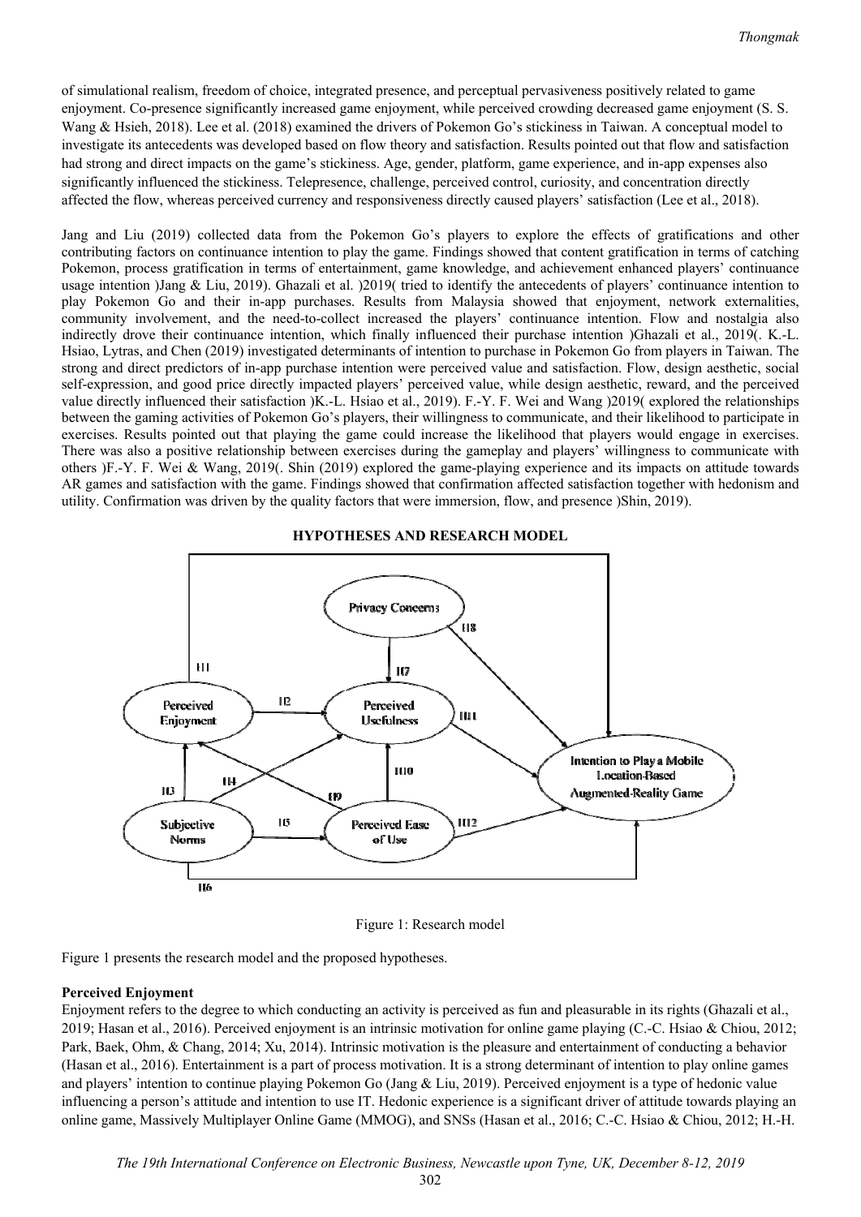of simulational realism, freedom of choice, integrated presence, and perceptual pervasiveness positively related to game enjoyment. Co-presence significantly increased game enjoyment, while perceived crowding decreased game enjoyment (S. S. Wang & Hsieh, 2018). Lee et al. (2018) examined the drivers of Pokemon Go's stickiness in Taiwan. A conceptual model to investigate its antecedents was developed based on flow theory and satisfaction. Results pointed out that flow and satisfaction had strong and direct impacts on the game's stickiness. Age, gender, platform, game experience, and in-app expenses also significantly influenced the stickiness. Telepresence, challenge, perceived control, curiosity, and concentration directly affected the flow, whereas perceived currency and responsiveness directly caused players' satisfaction (Lee et al., 2018).

Jang and Liu (2019) collected data from the Pokemon Go's players to explore the effects of gratifications and other contributing factors on continuance intention to play the game. Findings showed that content gratification in terms of catching Pokemon, process gratification in terms of entertainment, game knowledge, and achievement enhanced players' continuance usage intention )Jang & Liu, 2019). Ghazali et al. )2019( tried to identify the antecedents of players' continuance intention to play Pokemon Go and their in-app purchases. Results from Malaysia showed that enjoyment, network externalities, community involvement, and the need-to-collect increased the players' continuance intention. Flow and nostalgia also indirectly drove their continuance intention, which finally influenced their purchase intention )Ghazali et al., 2019(. K.-L. Hsiao, Lytras, and Chen (2019) investigated determinants of intention to purchase in Pokemon Go from players in Taiwan. The strong and direct predictors of in-app purchase intention were perceived value and satisfaction. Flow, design aesthetic, social self-expression, and good price directly impacted players' perceived value, while design aesthetic, reward, and the perceived value directly influenced their satisfaction )K.-L. Hsiao et al., 2019). F.-Y. F. Wei and Wang )2019( explored the relationships between the gaming activities of Pokemon Go's players, their willingness to communicate, and their likelihood to participate in exercises. Results pointed out that playing the game could increase the likelihood that players would engage in exercises. There was also a positive relationship between exercises during the gameplay and players' willingness to communicate with others )F.-Y. F. Wei & Wang, 2019(. Shin (2019) explored the game-playing experience and its impacts on attitude towards AR games and satisfaction with the game. Findings showed that confirmation affected satisfaction together with hedonism and utility. Confirmation was driven by the quality factors that were immersion, flow, and presence )Shin, 2019).

## HYPOTHESES AND RESEARCH MODEL

Figure 1: Research model

Figure 1 presents the research model and the proposed hypotheses.

**Perceived Enjoyment**

Enjoyment refers to the degree to which conducting an activity is perceived as fun and pleasurable in its rights (Ghazali et al., 2019; Hasan et al., 2016). Perceived enjoyment is an intrinsic motivation for online game playing (C.-C. Hsiao & Chiou, 2012; Park, Baek, Ohm, & Chang, 2014; Xu, 2014). Intrinsic motivation is the pleasure and entertainment of conducting a behavior (Hasan et al., 2016). Entertainment is a part of process motivation. It is a strong determinant of intention to play online games and players' intention to continue playing Pokemon Go (Jang & Liu, 2019). Perceived enjoyment is a type of hedonic value influencing a person's attitude and intention to use IT. Hedonic experience is a significant driver of attitude towards playing an online game, Massively Multiplayer Online Game (MMOG), and SNSs (Hasan et al., 2016; C.-C. Hsiao & Chiou, 2012; H.-H.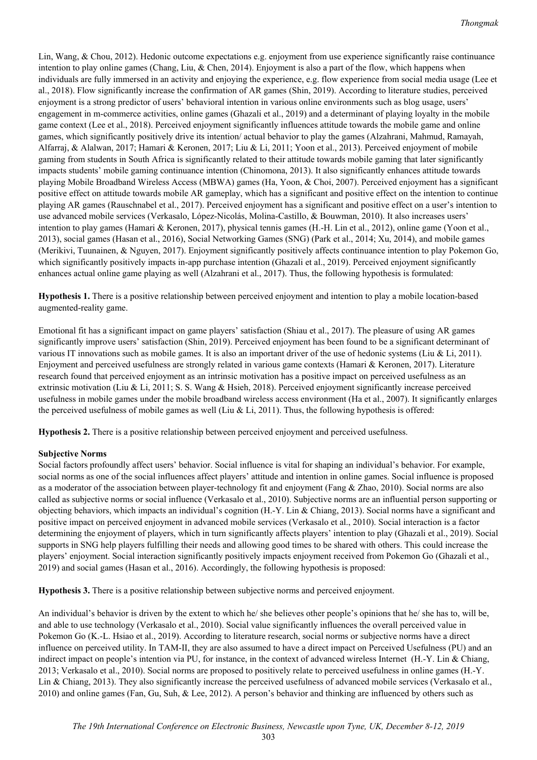Lin, Wang, & Chou, 2012). Hedonic outcome expectations e.g. enjoyment from use experience significantly raise continuance intention to play online games (Chang, Liu, & Chen, 2014). Enjoyment is also a part of the flow, which happens when individuals are fully immersed in an activity and enjoying the experience, e.g. flow experience from social media usage (Lee et al., 2018). Flow significantly increase the confirmation of AR games (Shin, 2019). According to literature studies, perceived enjoyment is a strong predictor of users' behavioral intention in various online environments such as blog usage, users' engagement in m-commerce activities, online games (Ghazali et al., 2019) and a determinant of playing loyalty in the mobile game context (Lee et al., 2018). Perceived enjoyment significantly influences attitude towards the mobile game and online games, which significantly positively drive its intention/ actual behavior to play the games (Alzahrani, Mahmud, Ramayah, Alfarraj, & Alalwan, 2017; Hamari & Keronen, 2017; Liu & Li, 2011; Yoon et al., 2013). Perceived enjoyment of mobile gaming from students in South Africa is significantly related to their attitude towards mobile gaming that later significantly impacts students' mobile gaming continuance intention (Chinomona, 2013). It also significantly enhances attitude towards playing Mobile Broadband Wireless Access (MBWA) games (Ha, Yoon, & Choi, 2007). Perceived enjoyment has a significant positive effect on attitude towards mobile AR gameplay, which has a significant and positive effect on the intention to continue playing AR games (Rauschnabel et al., 2017). Perceived enjoyment has a significant and positive effect on a user's intention to use advanced mobile services (Verkasalo, López-Nicolás, Molina-Castillo, & Bouwman, 2010). It also increases users' intention to play games (Hamari & Keronen, 2017), physical tennis games (H.-H. Lin et al., 2012), online game (Yoon et al., 2013), social games (Hasan et al., 2016), Social Networking Games (SNG) (Park et al., 2014; Xu, 2014), and mobile games (Merikivi, Tuunainen, & Nguyen, 2017). Enjoyment significantly positively affects continuance intention to play Pokemon Go, which significantly positively impacts in-app purchase intention (Ghazali et al., 2019). Perceived enjoyment significantly enhances actual online game playing as well (Alzahrani et al., 2017). Thus, the following hypothesis is formulated:

**Hypothesis 1.** There is a positive relationship between perceived enjoyment and intention to play a mobile location-based augmented-reality game.

Emotional fit has a significant impact on game players' satisfaction (Shiau et al., 2017). The pleasure of using AR games significantly improve users' satisfaction (Shin, 2019). Perceived enjoyment has been found to be a significant determinant of various IT innovations such as mobile games. It is also an important driver of the use of hedonic systems (Liu & Li, 2011). Enjoyment and perceived usefulness are strongly related in various game contexts (Hamari & Keronen, 2017). Literature research found that perceived enjoyment as an intrinsic motivation has a positive impact on perceived usefulness as an extrinsic motivation (Liu & Li, 2011; S. S. Wang & Hsieh, 2018). Perceived enjoyment significantly increase perceived usefulness in mobile games under the mobile broadband wireless access environment (Ha et al., 2007). It significantly enlarges the perceived usefulness of mobile games as well (Liu & Li, 2011). Thus, the following hypothesis is offered:

**Hypothesis 2.** There is a positive relationship between perceived enjoyment and perceived usefulness.

**Subjective Norms**

Social factors profoundly affect users' behavior. Social influence is vital for shaping an individual's behavior. For example, social norms as one of the social influences affect players' attitude and intention in online games. Social influence is proposed as a moderator of the association between player-technology fit and enjoyment (Fang & Zhao, 2010). Social norms are also called as subjective norms or social influence (Verkasalo et al., 2010). Subjective norms are an influential person supporting or objecting behaviors, which impacts an individual's cognition (H.-Y. Lin & Chiang, 2013). Social norms have a significant and positive impact on perceived enjoyment in advanced mobile services (Verkasalo et al., 2010). Social interaction is a factor determining the enjoyment of players, which in turn significantly affects players' intention to play (Ghazali et al., 2019). Social supports in SNG help players fulfilling their needs and allowing good times to be shared with others. This could increase the players' enjoyment. Social interaction significantly positively impacts enjoyment received from Pokemon Go (Ghazali et al., 2019) and social games (Hasan et al., 2016). Accordingly, the following hypothesis is proposed:

**Hypothesis 3.** There is a positive relationship between subjective norms and perceived enjoyment.

An individual's behavior is driven by the extent to which he/ she believes other people's opinions that he/ she has to, will be, and able to use technology (Verkasalo et al., 2010). Social value significantly influences the overall perceived value in Pokemon Go (K.-L. Hsiao et al., 2019). According to literature research, social norms or subjective norms have a direct influence on perceived utility. In TAM-II, they are also assumed to have a direct impact on Perceived Usefulness (PU) and an indirect impact on people's intention via PU, for instance, in the context of advanced wireless Internet (H.-Y. Lin & Chiang, 2013; Verkasalo et al., 2010). Social norms are proposed to positively relate to perceived usefulness in online games (H.-Y. Lin & Chiang, 2013). They also significantly increase the perceived usefulness of advanced mobile services (Verkasalo et al., 2010) and online games (Fan, Gu, Suh, & Lee, 2012). A person's behavior and thinking are influenced by others such as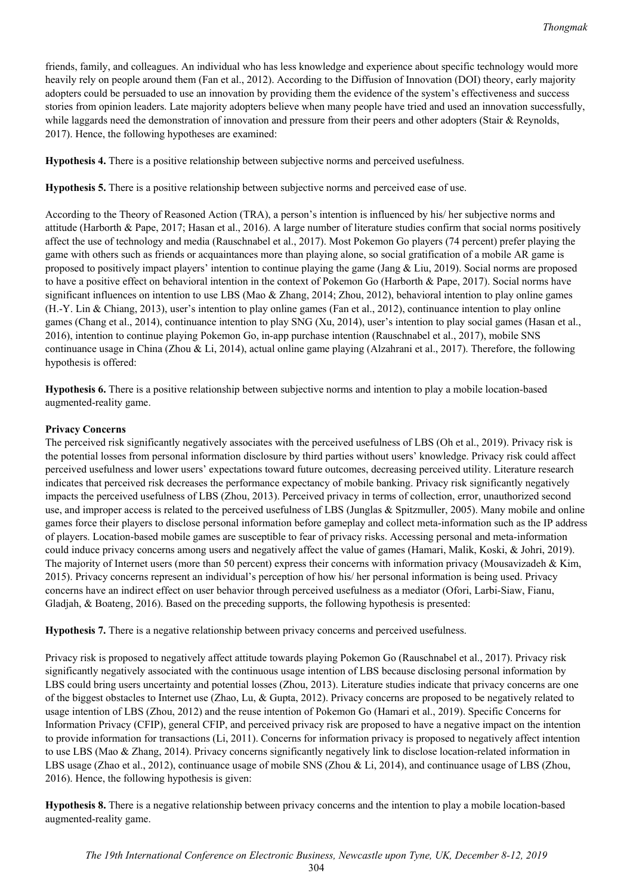friends, family, and colleagues. An individual who has less knowledge and experience about specific technology would more heavily rely on people around them (Fan et al., 2012). According to the Diffusion of Innovation (DOI) theory, early majority adopters could be persuaded to use an innovation by providing them the evidence of the system's effectiveness and success stories from opinion leaders. Late majority adopters believe when many people have tried and used an innovation successfully, while laggards need the demonstration of innovation and pressure from their peers and other adopters (Stair & Reynolds, 2017). Hence, the following hypotheses are examined:

**Hypothesis 4.** There is a positive relationship between subjective norms and perceived usefulness.

**Hypothesis 5.** There is a positive relationship between subjective norms and perceived ease of use.

According to the Theory of Reasoned Action (TRA), a person's intention is influenced by his/ her subjective norms and attitude (Harborth & Pape, 2017; Hasan et al., 2016). A large number of literature studies confirm that social norms positively affect the use of technology and media (Rauschnabel et al., 2017). Most Pokemon Go players (74 percent) prefer playing the game with others such as friends or acquaintances more than playing alone, so social gratification of a mobile AR game is proposed to positively impact players' intention to continue playing the game (Jang & Liu, 2019). Social norms are proposed to have a positive effect on behavioral intention in the context of Pokemon Go (Harborth & Pape, 2017). Social norms have significant influences on intention to use LBS (Mao & Zhang, 2014; Zhou, 2012), behavioral intention to play online games (H.-Y. Lin & Chiang, 2013), user's intention to play online games (Fan et al., 2012), continuance intention to play online games (Chang et al., 2014), continuance intention to play SNG (Xu, 2014), user's intention to play social games (Hasan et al., 2016), intention to continue playing Pokemon Go, in-app purchase intention (Rauschnabel et al., 2017), mobile SNS continuance usage in China (Zhou & Li, 2014), actual online game playing (Alzahrani et al., 2017). Therefore, the following hypothesis is offered:

**Hypothesis 6.** There is a positive relationship between subjective norms and intention to play a mobile location-based augmented-reality game.

**Privacy Concerns**

The perceived risk significantly negatively associates with the perceived usefulness of LBS (Oh et al., 2019). Privacy risk is the potential losses from personal information disclosure by third parties without users' knowledge. Privacy risk could affect perceived usefulness and lower users' expectations toward future outcomes, decreasing perceived utility. Literature research indicates that perceived risk decreases the performance expectancy of mobile banking. Privacy risk significantly negatively impacts the perceived usefulness of LBS (Zhou, 2013). Perceived privacy in terms of collection, error, unauthorized second use, and improper access is related to the perceived usefulness of LBS (Junglas & Spitzmuller, 2005). Many mobile and online games force their players to disclose personal information before gameplay and collect meta-information such as the IP address of players. Location-based mobile games are susceptible to fear of privacy risks. Accessing personal and meta-information could induce privacy concerns among users and negatively affect the value of games (Hamari, Malik, Koski, & Johri, 2019). The majority of Internet users (more than 50 percent) express their concerns with information privacy (Mousavizadeh & Kim, 2015). Privacy concerns represent an individual's perception of how his/ her personal information is being used. Privacy concerns have an indirect effect on user behavior through perceived usefulness as a mediator (Ofori, Larbi-Siaw, Fianu, Gladjah, & Boateng, 2016). Based on the preceding supports, the following hypothesis is presented:

**Hypothesis 7.** There is a negative relationship between privacy concerns and perceived usefulness.

Privacy risk is proposed to negatively affect attitude towards playing Pokemon Go (Rauschnabel et al., 2017). Privacy risk significantly negatively associated with the continuous usage intention of LBS because disclosing personal information by LBS could bring users uncertainty and potential losses (Zhou, 2013). Literature studies indicate that privacy concerns are one of the biggest obstacles to Internet use (Zhao, Lu, & Gupta, 2012). Privacy concerns are proposed to be negatively related to usage intention of LBS (Zhou, 2012) and the reuse intention of Pokemon Go (Hamari et al., 2019). Specific Concerns for Information Privacy (CFIP), general CFIP, and perceived privacy risk are proposed to have a negative impact on the intention to provide information for transactions (Li, 2011). Concerns for information privacy is proposed to negatively affect intention to use LBS (Mao & Zhang, 2014). Privacy concerns significantly negatively link to disclose location-related information in LBS usage (Zhao et al., 2012), continuance usage of mobile SNS (Zhou & Li, 2014), and continuance usage of LBS (Zhou, 2016). Hence, the following hypothesis is given:

**Hypothesis 8.** There is a negative relationship between privacy concerns and the intention to play a mobile location-based augmented-reality game.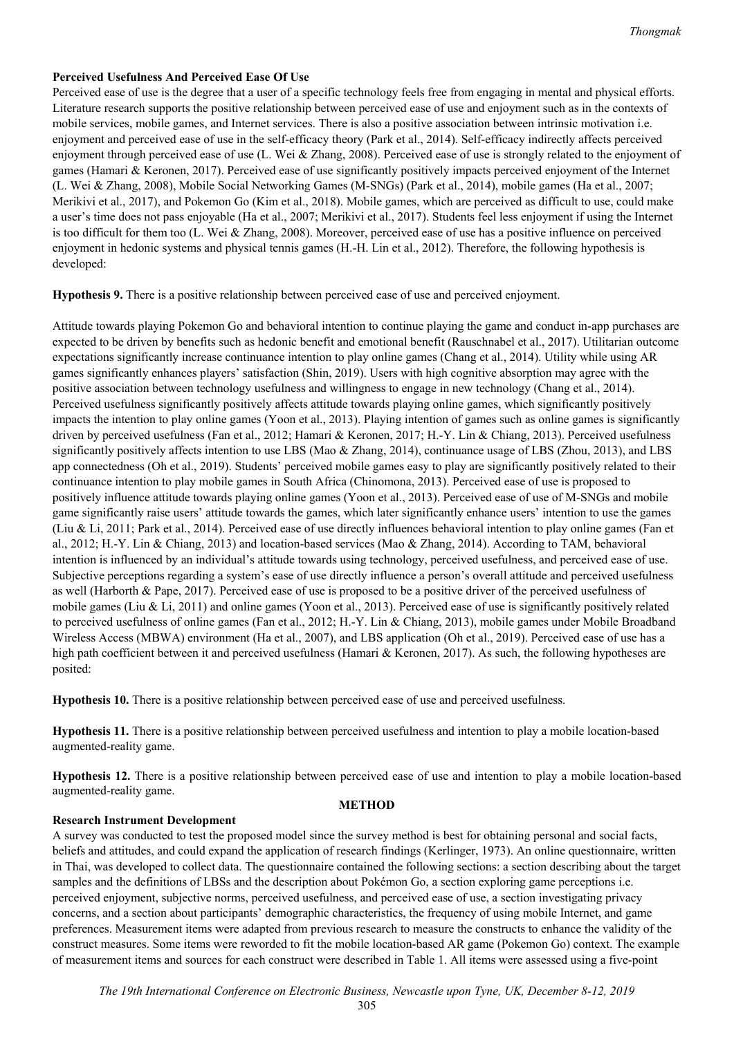**Perceived Usefulness And Perceived Ease Of Use**

Perceived ease of use is the degree that a user of a specific technology feels free from engaging in mental and physical efforts. Literature research supports the positive relationship between perceived ease of use and enjoyment such as in the contexts of mobile services, mobile games, and Internet services. There is also a positive association between intrinsic motivation i.e. enjoyment and perceived ease of use in the self-efficacy theory (Park et al., 2014). Self-efficacy indirectly affects perceived enjoyment through perceived ease of use (L. Wei & Zhang, 2008). Perceived ease of use is strongly related to the enjoyment of games (Hamari & Keronen, 2017). Perceived ease of use significantly positively impacts perceived enjoyment of the Internet (L. Wei & Zhang, 2008), Mobile Social Networking Games (M-SNGs) (Park et al., 2014), mobile games (Ha et al., 2007; Merikivi et al., 2017), and Pokemon Go (Kim et al., 2018). Mobile games, which are perceived as difficult to use, could make a user's time does not pass enjoyable (Ha et al., 2007; Merikivi et al., 2017). Students feel less enjoyment if using the Internet is too difficult for them too (L. Wei & Zhang, 2008). Moreover, perceived ease of use has a positive influence on perceived enjoyment in hedonic systems and physical tennis games (H.-H. Lin et al., 2012). Therefore, the following hypothesis is developed:

**Hypothesis 9.** There is a positive relationship between perceived ease of use and perceived enjoyment.

Attitude towards playing Pokemon Go and behavioral intention to continue playing the game and conduct in-app purchases are expected to be driven by benefits such as hedonic benefit and emotional benefit (Rauschnabel et al., 2017). Utilitarian outcome expectations significantly enhances continuance intention to play online games (Chang et al., 2014). Utility while using AR games significantly enhances players' satisfaction (Shin, 2019). Users with high cognitive absorption may agree with the positive association between technology usefulness and willingness to engage in new technology (Chang et al., 2014). Perceived usefulness significantly positively affects attitude towards playing online games, which significantly positively impacts the intention to play online games (Yoon et al., 2013). Playing intention of games such as online games is significantly driven by perceived usefulness (Fan et al., 2012; Hamari & Keronen, 2017; H.-Y. Lin & Chiang, 2013). Perceived usefulness significantly positively affects intention to use LBS (Mao & Zhang, 2014), continuance usage of LBS (Zhou, 2013), and LBS app connectedness (Oh et al., 2019). Students' perceived mobile games easy to play are significantly positively related to their continuance intention to play mobile games in South Africa (Chinomona, 2013). Perceived ease of use is proposed to positively influence attitude towards playing online games (Yoon et al., 2013). Perceived ease of use of M-SNGs and mobile game significantly raise users' attitude towards the games, which later significantly enhance users' intention to use the games (Liu & Li, 2011; Park et al., 2014). Perceived ease of use directly influences behavioral intention to play online games (Fan et al., 2012; H.-Y. Lin & Chiang, 2013) and location-based services (Mao & Zhang, 2014). According to TAM, behavioral intention is influenced by an individual's attitude towards using technology, perceived usefulness, and perceived ease of use. Subjective perceptions regarding a system's ease of use directly influence a person's overall attitude and perceived usefulness as well (Harborth & Pape, 2017). Perceived ease of use is proposed to be a positive driver of the perceived usefulness of mobile games (Liu & Li, 2011) and online games (Yoon et al., 2013). Perceived ease of use is significantly positively related to perceived usefulness of online games (Fan et al., 2012; H.-Y. Lin & Chiang, 2013), mobile games under Mobile Broadband Wireless Access (MBWA) environment (Ha et al., 2007), and LBS application (Oh et al., 2019). Perceived ease of use has a high path coefficient between it and perceived usefulness (Hamari & Keronen, 2017). As such, the following hypotheses are posited:

**Hypothesis 10.** There is a positive relationship between perceived ease of use and perceived usefulness.

**Hypothesis 11.** There is a positive relationship between perceived usefulness and intention to play a mobile location-based augmented-reality game.

**Hypothesis 12.** There is a positive relationship between perceived ease of use and intention to play a mobile location-based augmented-reality game.

## METHOD

**Research Instrument Development**

A survey was conducted to test the proposed model since the survey method is best for obtaining personal and social facts, beliefs and attitudes, and could expand the application of research findings (Kerlinger, 1973). An online questionnaire, written in Thai, was developed to collect data. The questionnaire contained the following sections: a section describing about the target samples and the definitions of LBSs and the description about Pokémon Go, a section exploring game perceptions i.e. perceived enjoyment, subjective norms, perceived usefulness, and perceived ease of use, a section investigating privacy concerns, and a section about participants' demographic characteristics, the frequency of using mobile Internet, and game preferences. Measurement items were adapted from previous research to measure the constructs to enhance the validity of the construct measures. Some items were reworded to fit the mobile location-based AR game (Pokemon Go) context. The example of measurement items and sources for each construct were described in Table 1. All items were assessed using a five-point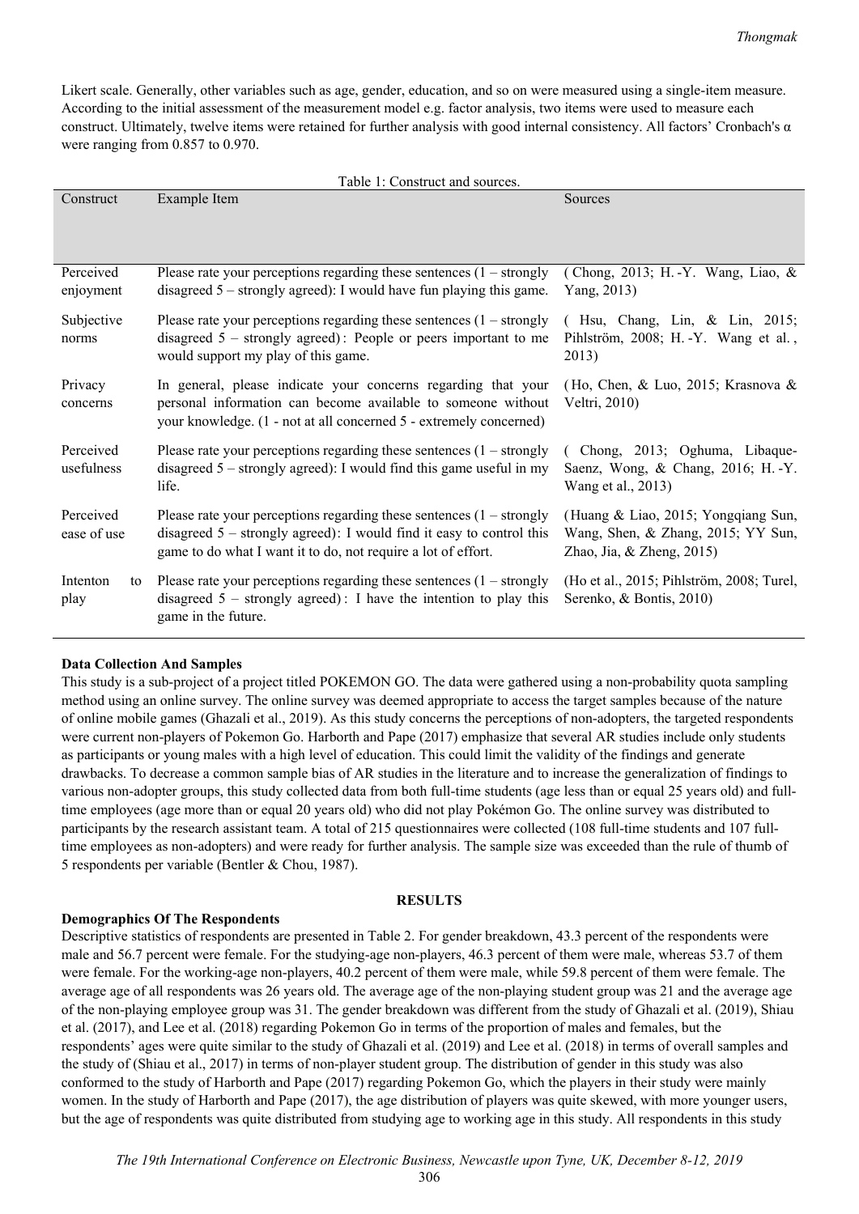Likert scale. Generally, other variables such as age, gender, education, and so on were measured using a single-item measure. According to the initial assessment of the measurement model e.g. factor analysis, two items were used to measure each construct. Ultimately, twelve items were retained for further analysis with good internal consistency. All factors' Cronbach's α were ranging from 0.857 to 0.970.

Table 1: Construct and sources.

| Construct | Example Item | Sources |
|---|---|---|
| Perceived enjoyment | Please rate your perceptions regarding these sentences (1 – strongly disagreed 5 – strongly agreed): I would have fun playing this game. | (Chong, 2013; H.-Y. Wang, Liao, & Yang, 2013) |
| Subjective norms | Please rate your perceptions regarding these sentences (1 – strongly disagreed 5 – strongly agreed): People or peers important to me would support my play of this game. | (Hsu, Chang, Lin, & Lin, 2015; Pihlström, 2008; H.-Y. Wang et al., 2013) |
| Privacy concerns | In general, please indicate your concerns regarding that your personal information can become available to someone without your knowledge. (1 - not at all concerned 5 - extremely concerned) | (Ho, Chen, & Luo, 2015; Krasnova & Veltri, 2010) |
| Perceived usefulness | Please rate your perceptions regarding these sentences (1 – strongly disagreed 5 – strongly agreed): I would find this game useful in my life. | (Chong, 2013; Oghuma, Libaque-Saenz, Wong, & Chang, 2016; H.-Y. Wang et al., 2013) |
| Perceived ease of use | Please rate your perceptions regarding these sentences (1 – strongly disagreed 5 – strongly agreed): I would find it easy to control this game to do what I want it to do, not require a lot of effort. | (Huang & Liao, 2015; Yongqiang Sun, Wang, Shen, & Zhang, 2015; YY Sun, Zhao, Jia, & Zheng, 2015) |
| Intenton to play | Please rate your perceptions regarding these sentences (1 – strongly disagreed 5 – strongly agreed): I have the intention to play this game in the future. | (Ho et al., 2015; Pihlström, 2008; Turel, Serenko, & Bontis, 2010) |

**Data Collection And Samples**

This study is a sub-project of a project titled POKEMON GO. The data were gathered using a non-probability quota sampling method using an online survey. The online survey was deemed appropriate to access the target samples because of the nature of online mobile games (Ghazali et al., 2019). As this study concerns the perceptions of non-adopters, the targeted respondents were current non-players of Pokemon Go. Harborth and Pape (2017) emphasize that several AR studies include only students as participants or young males with a high level of education. This could limit the validity of the findings and generate drawbacks. To decrease a common sample bias of AR studies in the literature and to increase the generalization of findings to various non-adopter groups, this study collected data from both full-time students (age less than or equal 25 years old) and full-time employees (age more than or equal 20 years old) who did not play Pokémon Go. The online survey was distributed to participants by the research assistant team. A total of 215 questionnaires were collected (108 full-time students and 107 full-time employees as non-adopters) and were ready for further analysis. The sample size was exceeded than the rule of thumb of 5 respondents per variable (Bentler & Chou, 1987).

## RESULTS

**Demographics Of The Respondents**

Descriptive statistics of respondents are presented in Table 2. For gender breakdown, 43.3 percent of the respondents were male and 56.7 percent were female. For the studying-age non-players, 46.3 percent of them were male, whereas 53.7 of them were female. For the working-age non-players, 40.2 percent of them were male, while 59.8 percent of them were female. The average age of all respondents was 26 years old. The average age of the non-playing student group was 21 and the average age of the non-playing employee group was 31. The gender breakdown was different from the study of Ghazali et al. (2019), Shiau et al. (2017), and Lee et al. (2018) regarding Pokemon Go in terms of the proportion of males and females, but the respondents' ages were quite similar to the study of Ghazali et al. (2019) and Lee et al. (2018) in terms of overall samples and the study of (Shiau et al., 2017) in terms of non-player student group. The distribution of gender in this study was also conformed to the study of Harborth and Pape (2017) regarding Pokemon Go, which the players in their study were mainly women. In the study of Harborth and Pape (2017), the age distribution of players was quite skewed, with more younger users, but the age of respondents was quite distributed from studying age to working age in this study. All respondents in this study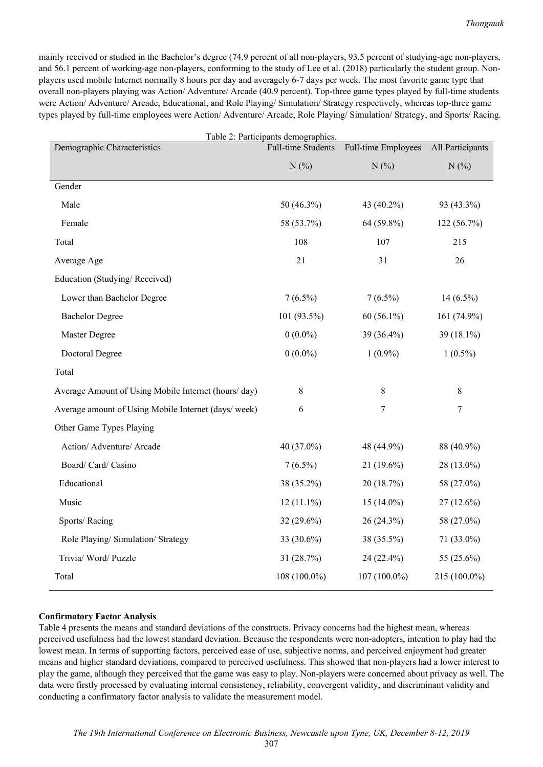mainly received or studied in the Bachelor's degree (74.9 percent of all non-players, 93.5 percent of studying-age non-players, and 56.1 percent of working-age non-players, conforming to the study of Lee et al. (2018) particularly the student group. Non-players used mobile Internet normally 8 hours per day and averagely 6-7 days per week. The most favorite game type that overall non-players playing was Action/ Adventure/ Arcade (40.9 percent). Top-three game types played by full-time students were Action/ Adventure/ Arcade, Educational, and Role Playing/ Simulation/ Strategy respectively, whereas top-three game types played by full-time employees were Action/ Adventure/ Arcade, Role Playing/ Simulation/ Strategy, and Sports/ Racing.

Table 2: Participants demographics.

| Demographic Characteristics | Full-time Students N (%) | Full-time Employees N (%) | All Participants N (%) |
|---|---|---|---|
| Gender | | | |
| Male | 50 (46.3%) | 43 (40.2%) | 93 (43.3%) |
| Female | 58 (53.7%) | 64 (59.8%) | 122 (56.7%) |
| Total | 108 | 107 | 215 |
| Average Age | 21 | 31 | 26 |
| Education (Studying/ Received) | | | |
| Lower than Bachelor Degree | 7 (6.5%) | 7 (6.5%) | 14 (6.5%) |
| Bachelor Degree | 101 (93.5%) | 60 (56.1%) | 161 (74.9%) |
| Master Degree | 0 (0.0%) | 39 (36.4%) | 39 (18.1%) |
| Doctoral Degree | 0 (0.0%) | 1 (0.9%) | 1 (0.5%) |
| Total | | | |
| Average Amount of Using Mobile Internet (hours/ day) | 8 | 8 | 8 |
| Average amount of Using Mobile Internet (days/ week) | 6 | 7 | 7 |
| Other Game Types Playing | | | |
| Action/ Adventure/ Arcade | 40 (37.0%) | 48 (44.9%) | 88 (40.9%) |
| Board/ Card/ Casino | 7 (6.5%) | 21 (19.6%) | 28 (13.0%) |
| Educational | 38 (35.2%) | 20 (18.7%) | 58 (27.0%) |
| Music | 12 (11.1%) | 15 (14.0%) | 27 (12.6%) |
| Sports/ Racing | 32 (29.6%) | 26 (24.3%) | 58 (27.0%) |
| Role Playing/ Simulation/ Strategy | 33 (30.6%) | 38 (35.5%) | 71 (33.0%) |
| Trivia/ Word/ Puzzle | 31 (28.7%) | 24 (22.4%) | 55 (25.6%) |
| Total | 108 (100.0%) | 107 (100.0%) | 215 (100.0%) |

**Confirmatory Factor Analysis**

Table 4 presents the means and standard deviations of the constructs. Privacy concerns had the highest mean, whereas perceived usefulness had the lowest standard deviation. Because the respondents were non-adopters, intention to play had the lowest mean. In terms of supporting factors, perceived ease of use, subjective norms, and perceived enjoyment had greater means and higher standard deviations, compared to perceived usefulness. This showed that non-players had a lower interest to play the game, although they perceived that the game was easy to play. Non-players were concerned about privacy as well. The data were firstly processed by evaluating internal consistency, reliability, convergent validity, and discriminant validity and conducting a confirmatory factor analysis to validate the measurement model.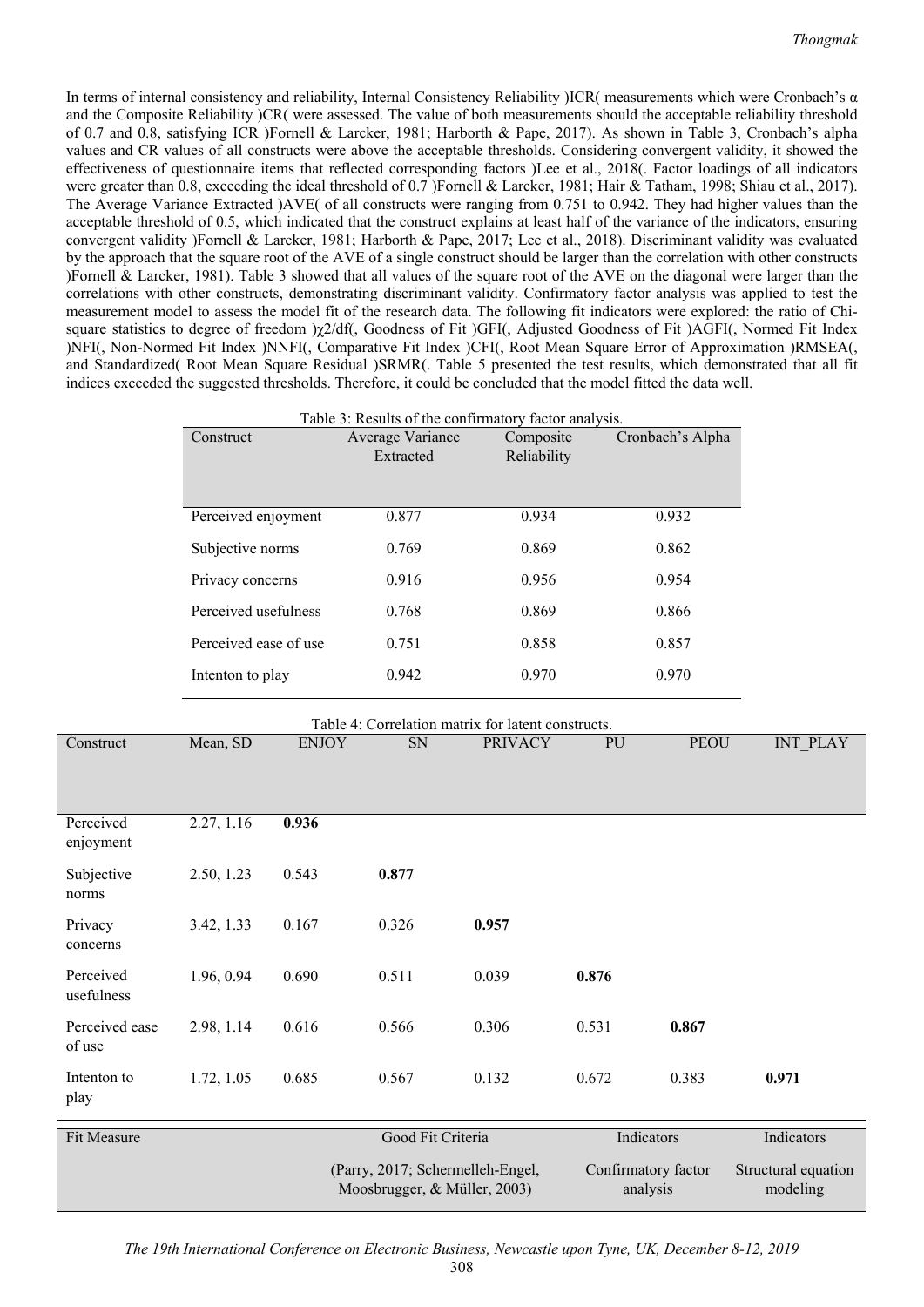In terms of internal consistency and reliability, Internal Consistency Reliability )ICR( measurements which were Cronbach's α and the Composite Reliability )CR( were assessed. The value of both measurements should the acceptable reliability threshold of 0.7 and 0.8, satisfying ICR )Fornell & Larcker, 1981; Harborth & Pape, 2017). As shown in Table 3, Cronbach's alpha values and CR values of all constructs were above the acceptable thresholds. Considering convergent validity, it showed the effectiveness of questionnaire items that reflected corresponding factors )Lee et al., 2018(. Factor loadings of all indicators were greater than 0.8, exceeding the ideal threshold of 0.7 )Fornell & Larcker, 1981; Hair & Tatham, 1998; Shiau et al., 2017). The Average Variance Extracted )AVE( of all constructs were ranging from 0.751 to 0.942. They had higher values than the acceptable threshold of 0.5, which indicated that the construct explains at least half of the variance of the indicators, ensuring convergent validity )Fornell & Larcker, 1981; Harborth & Pape, 2017; Lee et al., 2018). Discriminant validity was evaluated by the approach that the square root of the AVE of a single construct should be larger than the correlation with other constructs )Fornell & Larcker, 1981). Table 3 showed that all values of the square root of the AVE on the diagonal were larger than the correlations with other constructs, demonstrating discriminant validity. Confirmatory factor analysis was applied to test the measurement model to assess the model fit of the research data. The following fit indicators were explored: the ratio of Chi-square statistics to degree of freedom )$\chi 2$/df(, Goodness of Fit )GFI(, Adjusted Goodness of Fit )AGFI(, Normed Fit Index )NFI(, Non-Normed Fit Index )NNFI(, Comparative Fit Index )CFI(, Root Mean Square Error of Approximation )RMSEA(, and Standardized( Root Mean Square Residual )SRMR(. Table 5 presented the test results, which demonstrated that all fit indices exceeded the suggested thresholds. Therefore, it could be concluded that the model fitted the data well.

Table 3: Results of the confirmatory factor analysis.

| Construct | Average Variance Extracted | Composite Reliability | Cronbach's Alpha |
|---|---|---|---|
| Perceived enjoyment | 0.877 | 0.934 | 0.932 |
| Subjective norms | 0.769 | 0.869 | 0.862 |
| Privacy concerns | 0.916 | 0.956 | 0.954 |
| Perceived usefulness | 0.768 | 0.869 | 0.866 |
| Perceived ease of use | 0.751 | 0.858 | 0.857 |
| Intenton to play | 0.942 | 0.970 | 0.970 |

Table 4: Correlation matrix for latent constructs.

| Construct | Mean, SD | ENJOY | SN | PRIVACY | PU | PEOU | INT_PLAY |
|---|---|---|---|---|---|---|---|
| Perceived enjoyment | 2.27, 1.16 | **0.936** | | | | | |
| Subjective norms | 2.50, 1.23 | 0.543 | **0.877** | | | | |
| Privacy concerns | 3.42, 1.33 | 0.167 | 0.326 | **0.957** | | | |
| Perceived usefulness | 1.96, 0.94 | 0.690 | 0.511 | 0.039 | **0.876** | | |
| Perceived ease of use | 2.98, 1.14 | 0.616 | 0.566 | 0.306 | 0.531 | **0.867** | |
| Intenton to play | 1.72, 1.05 | 0.685 | 0.567 | 0.132 | 0.672 | 0.383 | **0.971** |

| Fit Measure | Good Fit Criteria | Indicators | Indicators |
|---|---|---|---|
| | (Parry, 2017; Schermelleh-Engel, Moosbrugger, & Müller, 2003) | Confirmatory factor analysis | Structural equation modeling |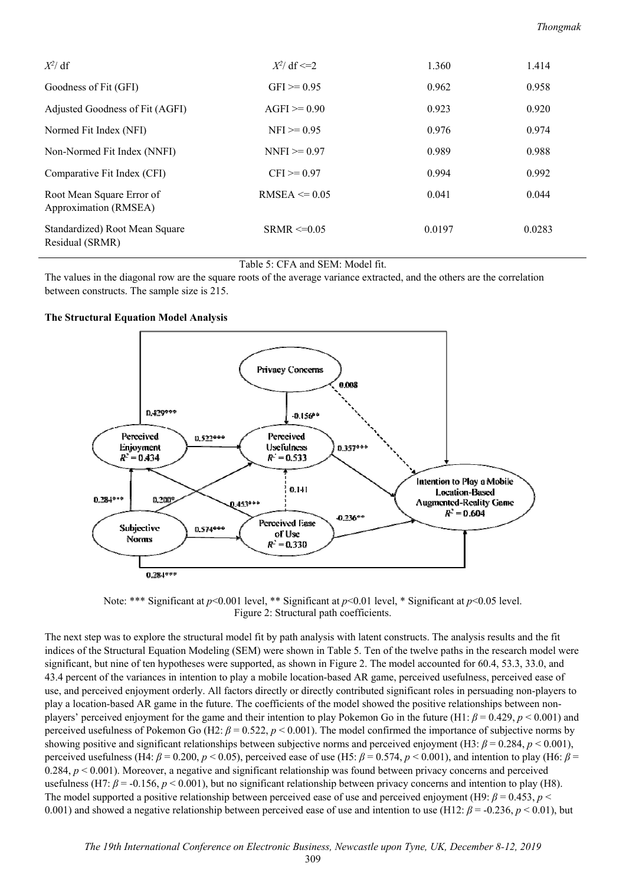| $X^2$/ df | $X^2$/ df <=2 | 1.360 | 1.414 |
|---|---|---|---|
| Goodness of Fit (GFI) | GFI >= 0.95 | 0.962 | 0.958 |
| Adjusted Goodness of Fit (AGFI) | AGFI >= 0.90 | 0.923 | 0.920 |
| Normed Fit Index (NFI) | NFI >= 0.95 | 0.976 | 0.974 |
| Non-Normed Fit Index (NNFI) | NNFI >= 0.97 | 0.989 | 0.988 |
| Comparative Fit Index (CFI) | CFI >= 0.97 | 0.994 | 0.992 |
| Root Mean Square Error of Approximation (RMSEA) | RMSEA <= 0.05 | 0.041 | 0.044 |
| Standardized) Root Mean Square Residual (SRMR) | SRMR <=0.05 | 0.0197 | 0.0283 |

Table 5: CFA and SEM: Model fit.

The values in the diagonal row are the square roots of the average variance extracted, and the others are the correlation between constructs. The sample size is 215.

**The Structural Equation Model Analysis**

Note: *** Significant at $p$<0.001 level, ** Significant at $p$<0.01 level, * Significant at $p$<0.05 level.
Figure 2: Structural path coefficients.

The next step was to explore the structural model fit by path analysis with latent constructs. The analysis results and the fit indices of the Structural Equation Modeling (SEM) were shown in Table 5. Ten of the twelve paths in the research model were significant, but nine of ten hypotheses were supported, as shown in Figure 2. The model accounted for 60.4, 53.3, 33.0, and 43.4 percent of the variances in intention to play a mobile location-based AR game, perceived usefulness, perceived ease of use, and perceived enjoyment orderly. All factors directly or directly contributed significant roles in persuading non-players to play a location-based AR game in the future. The coefficients of the model showed the positive relationships between non-players' perceived enjoyment for the game and their intention to play Pokemon Go in the future (H1: $\beta = 0.429$, $p < 0.001$) and perceived usefulness of Pokemon Go (H2: $\beta = 0.522$, $p < 0.001$). The model confirmed the importance of subjective norms by showing positive and significant relationships between subjective norms and perceived enjoyment (H3: $\beta = 0.284$, $p < 0.001$), perceived usefulness (H4: $\beta = 0.200$, $p < 0.05$), perceived ease of use (H5: $\beta = 0.574$, $p < 0.001$), and intention to play (H6: $\beta = 0.284$, $p < 0.001$). Moreover, a negative and significant relationship was found between privacy concerns and perceived usefulness (H7: $\beta = -0.156$, $p < 0.001$), but no significant relationship between privacy concerns and intention to play (H8). The model supported a positive relationship between perceived ease of use and perceived enjoyment (H9: $\beta = 0.453$, $p < 0.001$) and showed a negative relationship between perceived ease of use and intention to use (H12: $\beta = -0.236$, $p < 0.01$), but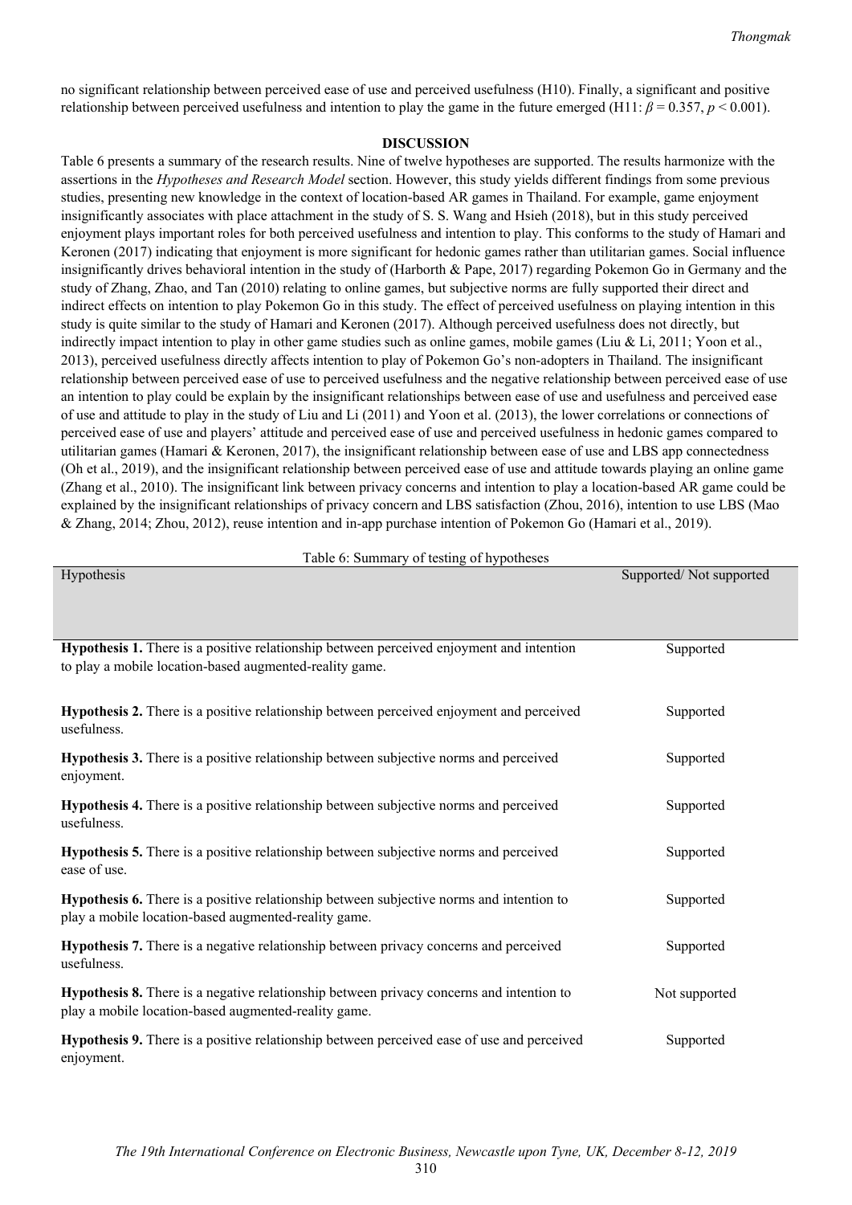no significant relationship between perceived ease of use and perceived usefulness (H10). Finally, a significant and positive relationship between perceived usefulness and intention to play the game in the future emerged (H11: $\beta = 0.357$, $p < 0.001$).

## DISCUSSION

Table 6 presents a summary of the research results. Nine of twelve hypotheses are supported. The results harmonize with the assertions in the *Hypotheses and Research Model* section. However, this study yields different findings from some previous studies, presenting new knowledge in the context of location-based AR games in Thailand. For example, game enjoyment insignificantly associates with place attachment in the study of S. S. Wang and Hsieh (2018), but in this study perceived enjoyment plays important roles for both perceived usefulness and intention to play. This conforms to the study of Hamari and Keronen (2017) indicating that enjoyment is more significant for hedonic games rather than utilitarian games. Social influence insignificantly drives behavioral intention in the study of (Harborth & Pape, 2017) regarding Pokemon Go in Germany and the study of Zhang, Zhao, and Tan (2010) relating to online games, but subjective norms are fully supported their direct and indirect effects on intention to play Pokemon Go in this study. The effect of perceived usefulness on playing intention in this study is quite similar to the study of Hamari and Keronen (2017). Although perceived usefulness does not directly, but indirectly impact intention to play in other game studies such as online games, mobile games (Liu & Li, 2011; Yoon et al., 2013), perceived usefulness directly affects intention to play of Pokemon Go's non-adopters in Thailand. The insignificant relationship between perceived ease of use to perceived usefulness and the negative relationship between perceived ease of use an intention to play could be explain by the insignificant relationships between ease of use and usefulness and perceived ease of use and attitude to play in the study of Liu and Li (2011) and Yoon et al. (2013), the lower correlations or connections of perceived ease of use and players' attitude and perceived ease of use and perceived usefulness in hedonic games compared to utilitarian games (Hamari & Keronen, 2017), the insignificant relationship between ease of use and LBS app connectedness (Oh et al., 2019), and the insignificant relationship between perceived ease of use and attitude towards playing an online game (Zhang et al., 2010). The insignificant link between privacy concerns and intention to play a location-based AR game could be explained by the insignificant relationships of privacy concern and LBS satisfaction (Zhou, 2016), intention to use LBS (Mao & Zhang, 2014; Zhou, 2012), reuse intention and in-app purchase intention of Pokemon Go (Hamari et al., 2019).

Table 6: Summary of testing of hypotheses

| Hypothesis | Supported/ Not supported |
|---|---|
| **Hypothesis 1.** There is a positive relationship between perceived enjoyment and intention to play a mobile location-based augmented-reality game. | Supported |
| **Hypothesis 2.** There is a positive relationship between perceived enjoyment and perceived usefulness. | Supported |
| **Hypothesis 3.** There is a positive relationship between subjective norms and perceived enjoyment. | Supported |
| **Hypothesis 4.** There is a positive relationship between subjective norms and perceived usefulness. | Supported |
| **Hypothesis 5.** There is a positive relationship between subjective norms and perceived ease of use. | Supported |
| **Hypothesis 6.** There is a positive relationship between subjective norms and intention to play a mobile location-based augmented-reality game. | Supported |
| **Hypothesis 7.** There is a negative relationship between privacy concerns and perceived usefulness. | Supported |
| **Hypothesis 8.** There is a negative relationship between privacy concerns and intention to play a mobile location-based augmented-reality game. | Not supported |
| **Hypothesis 9.** There is a positive relationship between perceived ease of use and perceived enjoyment. | Supported |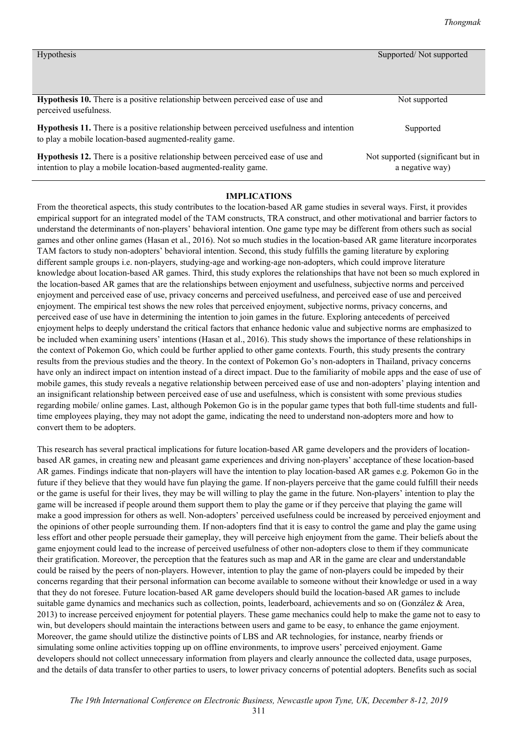| Hypothesis | Supported/ Not supported |
|---|---|
| **Hypothesis 10.** There is a positive relationship between perceived ease of use and perceived usefulness. | Not supported |
| **Hypothesis 11.** There is a positive relationship between perceived usefulness and intention to play a mobile location-based augmented-reality game. | Supported |
| **Hypothesis 12.** There is a positive relationship between perceived ease of use and intention to play a mobile location-based augmented-reality game. | Not supported (significant but in a negative way) |

## IMPLICATIONS

From the theoretical aspects, this study contributes to the location-based AR game studies in several ways. First, it provides empirical support for an integrated model of the TAM constructs, TRA construct, and other motivational and barrier factors to understand the determinants of non-players' behavioral intention. One game type may be different from others such as social games and other online games (Hasan et al., 2016). Not so much studies in the location-based AR game literature incorporates TAM factors to study non-adopters' behavioral intention. Second, this study fulfills the gaming literature by exploring different sample groups i.e. non-players, studying-age and working-age non-adopters, which could improve literature knowledge about location-based AR games. Third, this study explores the relationships that have not been so much explored in the location-based AR games that are the relationships between enjoyment and usefulness, subjective norms and perceived enjoyment and perceived ease of use, privacy concerns and perceived usefulness, and perceived ease of use and perceived enjoyment. The empirical test shows the new roles that perceived enjoyment, subjective norms, privacy concerns, and perceived ease of use have in determining the intention to join games in the future. Exploring antecedents of perceived enjoyment helps to deeply understand the critical factors that enhance hedonic value and subjective norms are emphasized to be included when examining users' intentions (Hasan et al., 2016). This study shows the importance of these relationships in the context of Pokemon Go, which could be further applied to other game contexts. Fourth, this study presents the contrary results from the previous studies and the theory. In the context of Pokemon Go's non-adopters in Thailand, privacy concerns have only an indirect impact on intention instead of a direct impact. Due to the familiarity of mobile apps and the ease of use of mobile games, this study reveals a negative relationship between perceived ease of use and non-adopters' playing intention and an insignificant relationship between perceived ease of use and usefulness, which is consistent with some previous studies regarding mobile/ online games. Last, although Pokemon Go is in the popular game types that both full-time students and full-time employees playing, they may not adopt the game, indicating the need to understand non-adopters more and how to convert them to be adopters.

This research has several practical implications for future location-based AR game developers and the providers of location-based AR games, in creating new and pleasant game experiences and driving non-players' acceptance of these location-based AR games. Findings indicate that non-players will have the intention to play location-based AR games e.g. Pokemon Go in the future if they believe that they would have fun playing the game. If non-players perceive that the game could fulfill their needs or the game is useful for their lives, they may be will willing to play the game in the future. Non-players' intention to play the game will be increased if people around them support them to play the game or if they perceive that playing the game will make a good impression for others as well. Non-adopters' perceived usefulness could be increased by perceived enjoyment and the opinions of other people surrounding them. If non-adopters find that it is easy to control the game and play the game using less effort and other people persuade their gameplay, they will perceive high enjoyment from the game. Their beliefs about the game enjoyment could lead to the increase of perceived usefulness of other non-adopters close to them if they communicate their gratification. Moreover, the perception that the features such as map and AR in the game are clear and understandable could be raised by the peers of non-players. However, intention to play the game of non-players could be impeded by their concerns regarding that their personal information can become available to someone without their knowledge or used in a way that they do not foresee. Future location-based AR game developers should build the location-based AR games to include suitable game dynamics and mechanics such as collection, points, leaderboard, achievements and so on (González & Area, 2013) to increase perceived enjoyment for potential players. These game mechanics could help to make the game not to easy to win, but developers should maintain the interactions between users and game to be easy, to enhance the game enjoyment. Moreover, the game should utilize the distinctive points of LBS and AR technologies, for instance, nearby friends or simulating some online activities topping up on offline environments, to improve users' perceived enjoyment. Game developers should not collect unnecessary information from players and clearly announce the collected data, usage purposes, and the details of data transfer to other parties to users, to lower privacy concerns of potential adopters. Benefits such as social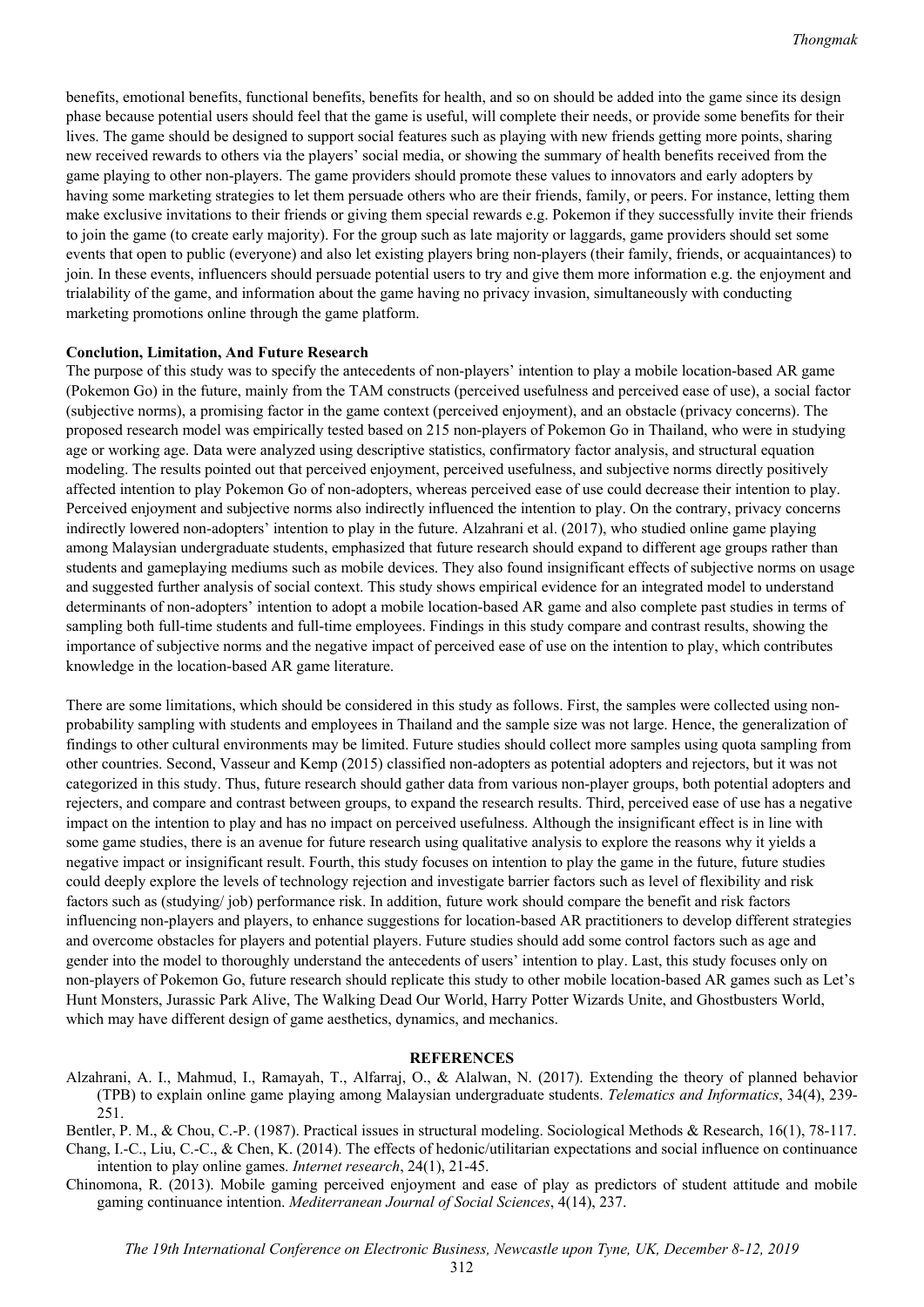benefits, emotional benefits, functional benefits, benefits for health, and so on should be added into the game since its design phase because potential users should feel that the game is useful, will complete their needs, or provide some benefits for their lives. The game should be designed to support social features such as playing with new friends getting more points, sharing new received rewards to others via the players' social media, or showing the summary of health benefits received from the game playing to other non-players. The game providers should promote these values to innovators and early adopters by having some marketing strategies to let them persuade others who are their friends, family, or peers. For instance, letting them make exclusive invitations to their friends or giving them special rewards e.g. Pokemon if they successfully invite their friends to join the game (to create early majority). For the group such as late majority or laggards, game providers should set some events that open to public (everyone) and also let existing players bring non-players (their family, friends, or acquaintances) to join. In these events, influencers should persuade potential users to try and give them more information e.g. the enjoyment and trialability of the game, and information about the game having no privacy invasion, simultaneously with conducting marketing promotions online through the game platform.

## Conclution, Limitation, And Future Research

The purpose of this study was to specify the antecedents of non-players' intention to play a mobile location-based AR game (Pokemon Go) in the future, mainly from the TAM constructs (perceived usefulness and perceived ease of use), a social factor (subjective norms), a promising factor in the game context (perceived enjoyment), and an obstacle (privacy concerns). The proposed research model was empirically tested based on 215 non-players of Pokemon Go in Thailand, who were in studying age or working age. Data were analyzed using descriptive statistics, confirmatory factor analysis, and structural equation modeling. The results pointed out that perceived enjoyment, perceived usefulness, and subjective norms directly positively affected intention to play Pokemon Go of non-adopters, whereas perceived ease of use could decrease their intention to play. Perceived enjoyment and subjective norms also indirectly influenced the intention to play. On the contrary, privacy concerns indirectly lowered non-adopters' intention to play in the future. Alzahrani et al. (2017), who studied online game playing among Malaysian undergraduate students, emphasized that future research should expand to different age groups rather than students and gameplaying mediums such as mobile devices. They also found insignificant effects of subjective norms on usage and suggested further analysis of social context. This study shows empirical evidence for an integrated model to understand determinants of non-adopters' intention to adopt a mobile location-based AR game and also complete past studies in terms of sampling both full-time students and full-time employees. Findings in this study compare and contrast results, showing the importance of subjective norms and the negative impact of perceived ease of use on the intention to play, which contributes knowledge in the location-based AR game literature.

There are some limitations, which should be considered in this study as follows. First, the samples were collected using non-probability sampling with students and employees in Thailand and the sample size was not large. Hence, the generalization of findings to other cultural environments may be limited. Future studies should collect more samples using quota sampling from other countries. Second, Vasseur and Kemp (2015) classified non-adopters as potential adopters and rejectors, but it was not categorized in this study. Thus, future research should gather data from various non-player groups, both potential adopters and rejecters, and compare and contrast between groups, to expand the research results. Third, perceived ease of use has a negative impact on the intention to play and has no impact on perceived usefulness. Although the insignificant effect is in line with some game studies, there is an avenue for future research using qualitative analysis to explore the reasons why it yields a negative impact or insignificant result. Fourth, this study focuses on intention to play the game in the future, future studies could deeply explore the levels of technology rejection and investigate barrier factors such as level of flexibility and risk factors such as (studying/ job) performance risk. In addition, future work should compare the benefit and risk factors influencing non-players and players, to enhance suggestions for location-based AR practitioners to develop different strategies and overcome obstacles for players and potential players. Future studies should add some control factors such as age and gender into the model to thoroughly understand the antecedents of users' intention to play. Last, this study focuses only on non-players of Pokemon Go, future research should replicate this study to other mobile location-based AR games such as Let's Hunt Monsters, Jurassic Park Alive, The Walking Dead Our World, Harry Potter Wizards Unite, and Ghostbusters World, which may have different design of game aesthetics, dynamics, and mechanics.

## REFERENCES

Alzahrani, A. I., Mahmud, I., Ramayah, T., Alfarraj, O., & Alalwan, N. (2017). Extending the theory of planned behavior (TPB) to explain online game playing among Malaysian undergraduate students. *Telematics and Informatics*, 34(4), 239-251.

Bentler, P. M., & Chou, C.-P. (1987). Practical issues in structural modeling. Sociological Methods & Research, 16(1), 78-117.

Chang, I.-C., Liu, C.-C., & Chen, K. (2014). The effects of hedonic/utilitarian expectations and social influence on continuance intention to play online games. *Internet research*, 24(1), 21-45.

Chinomona, R. (2013). Mobile gaming perceived enjoyment and ease of play as predictors of student attitude and mobile gaming continuance intention. *Mediterranean Journal of Social Sciences*, 4(14), 237.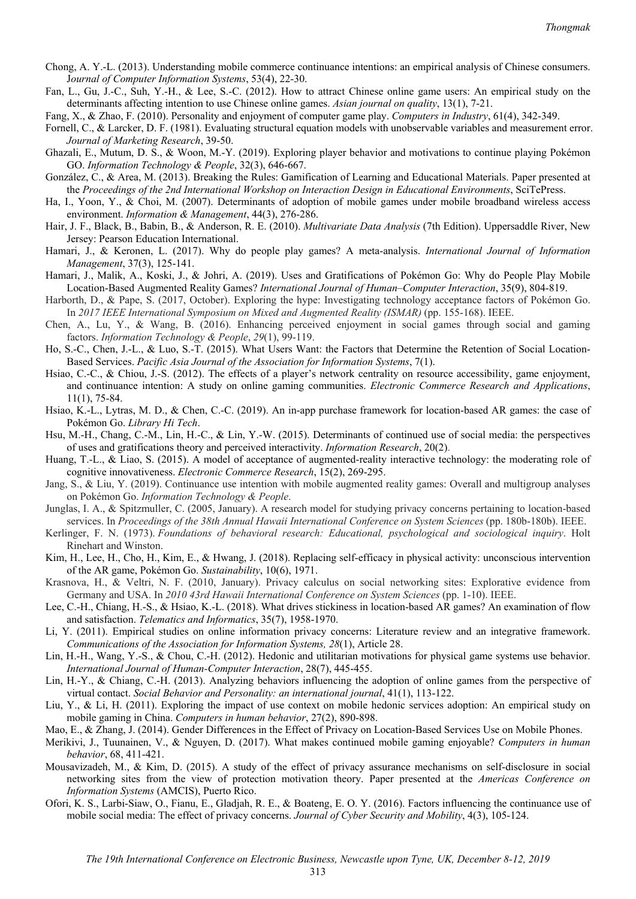Chong, A. Y.-L. (2013). Understanding mobile commerce continuance intentions: an empirical analysis of Chinese consumers. J*ournal of Computer Information Systems*, 53(4), 22-30.

Fan, L., Gu, J.-C., Suh, Y.-H., & Lee, S.-C. (2012). How to attract Chinese online game users: An empirical study on the determinants affecting intention to use Chinese online games. *Asian journal on quality*, 13(1), 7-21.

Fang, X., & Zhao, F. (2010). Personality and enjoyment of computer game play. *Computers in Industry*, 61(4), 342-349.

Fornell, C., & Larcker, D. F. (1981). Evaluating structural equation models with unobservable variables and measurement error. *Journal of Marketing Research*, 39-50.

Ghazali, E., Mutum, D. S., & Woon, M.-Y. (2019). Exploring player behavior and motivations to continue playing Pokémon GO. *Information Technology & People*, 32(3), 646-667.

González, C., & Area, M. (2013). Breaking the Rules: Gamification of Learning and Educational Materials. Paper presented at the *Proceedings of the 2nd International Workshop on Interaction Design in Educational Environments*, SciTePress.

Ha, I., Yoon, Y., & Choi, M. (2007). Determinants of adoption of mobile games under mobile broadband wireless access environment. *Information & Management*, 44(3), 276-286.

Hair, J. F., Black, B., Babin, B., & Anderson, R. E. (2010). *Multivariate Data Analysis* (7th Edition). Uppersaddle River, New Jersey: Pearson Education International.

Hamari, J., & Keronen, L. (2017). Why do people play games? A meta-analysis. *International Journal of Information Management*, 37(3), 125-141.

Hamari, J., Malik, A., Koski, J., & Johri, A. (2019). Uses and Gratifications of Pokémon Go: Why do People Play Mobile Location-Based Augmented Reality Games? *International Journal of Human–Computer Interaction*, 35(9), 804-819.

Harborth, D., & Pape, S. (2017, October). Exploring the hype: Investigating technology acceptance factors of Pokémon Go. In *2017 IEEE International Symposium on Mixed and Augmented Reality (ISMAR)* (pp. 155-168). IEEE.

Chen, A., Lu, Y., & Wang, B. (2016). Enhancing perceived enjoyment in social games through social and gaming factors. *Information Technology & People*, *29*(1), 99-119.

Ho, S.-C., Chen, J.-L., & Luo, S.-T. (2015). What Users Want: the Factors that Determine the Retention of Social Location-Based Services. *Pacific Asia Journal of the Association for Information Systems*, 7(1).

Hsiao, C.-C., & Chiou, J.-S. (2012). The effects of a player's network centrality on resource accessibility, game enjoyment, and continuance intention: A study on online gaming communities. *Electronic Commerce Research and Applications*, 11(1), 75-84.

Hsiao, K.-L., Lytras, M. D., & Chen, C.-C. (2019). An in-app purchase framework for location-based AR games: the case of Pokémon Go. *Library Hi Tech*.

Hsu, M.-H., Chang, C.-M., Lin, H.-C., & Lin, Y.-W. (2015). Determinants of continued use of social media: the perspectives of uses and gratifications theory and perceived interactivity. *Information Research*, 20(2).

Huang, T.-L., & Liao, S. (2015). A model of acceptance of augmented-reality interactive technology: the moderating role of cognitive innovativeness. *Electronic Commerce Research*, 15(2), 269-295.

Jang, S., & Liu, Y. (2019). Continuance use intention with mobile augmented reality games: Overall and multigroup analyses on Pokémon Go. *Information Technology & People*.

Junglas, I. A., & Spitzmuller, C. (2005, January). A research model for studying privacy concerns pertaining to location-based services. In *Proceedings of the 38th Annual Hawaii International Conference on System Sciences* (pp. 180b-180b). IEEE.

Kerlinger, F. N. (1973). *Foundations of behavioral research: Educational, psychological and sociological inquiry*. Holt Rinehart and Winston.

Kim, H., Lee, H., Cho, H., Kim, E., & Hwang, J. (2018). Replacing self-efficacy in physical activity: unconscious intervention of the AR game, Pokémon Go. *Sustainability*, 10(6), 1971.

Krasnova, H., & Veltri, N. F. (2010, January). Privacy calculus on social networking sites: Explorative evidence from Germany and USA. In *2010 43rd Hawaii International Conference on System Sciences* (pp. 1-10). IEEE.

Lee, C.-H., Chiang, H.-S., & Hsiao, K.-L. (2018). What drives stickiness in location-based AR games? An examination of flow and satisfaction. *Telematics and Informatics*, 35(7), 1958-1970.

Li, Y. (2011). Empirical studies on online information privacy concerns: Literature review and an integrative framework. *Communications of the Association for Information Systems, 28*(1), Article 28.

Lin, H.-H., Wang, Y.-S., & Chou, C.-H. (2012). Hedonic and utilitarian motivations for physical game systems use behavior. *International Journal of Human-Computer Interaction*, 28(7), 445-455.

Lin, H.-Y., & Chiang, C.-H. (2013). Analyzing behaviors influencing the adoption of online games from the perspective of virtual contact. *Social Behavior and Personality: an international journal*, 41(1), 113-122.

Liu, Y., & Li, H. (2011). Exploring the impact of use context on mobile hedonic services adoption: An empirical study on mobile gaming in China. *Computers in human behavior*, 27(2), 890-898.

Mao, E., & Zhang, J. (2014). Gender Differences in the Effect of Privacy on Location-Based Services Use on Mobile Phones.

Merikivi, J., Tuunainen, V., & Nguyen, D. (2017). What makes continued mobile gaming enjoyable? *Computers in human behavior*, 68, 411-421.

Mousavizadeh, M., & Kim, D. (2015). A study of the effect of privacy assurance mechanisms on self-disclosure in social networking sites from the view of protection motivation theory. Paper presented at the *Americas Conference on Information Systems* (AMCIS), Puerto Rico.

Ofori, K. S., Larbi-Siaw, O., Fianu, E., Gladjah, R. E., & Boateng, E. O. Y. (2016). Factors influencing the continuance use of mobile social media: The effect of privacy concerns. *Journal of Cyber Security and Mobility*, 4(3), 105-124.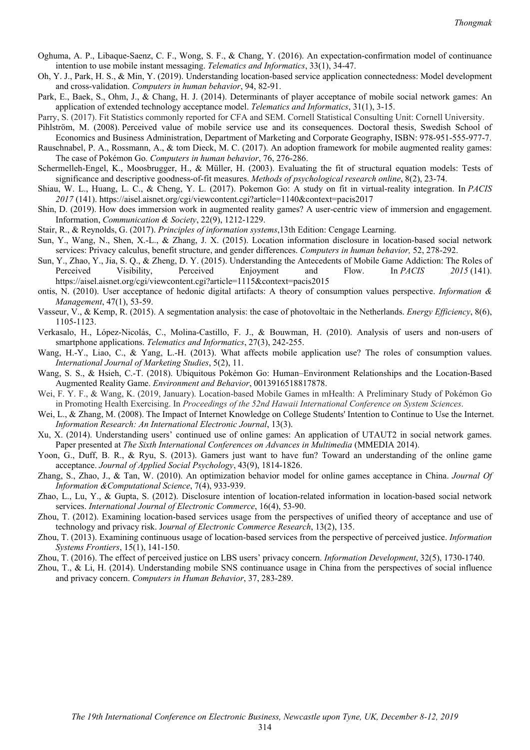Oghuma, A. P., Libaque-Saenz, C. F., Wong, S. F., & Chang, Y. (2016). An expectation-confirmation model of continuance intention to use mobile instant messaging. *Telematics and Informatics*, 33(1), 34-47.

Oh, Y. J., Park, H. S., & Min, Y. (2019). Understanding location-based service application connectedness: Model development and cross-validation. *Computers in human behavior*, 94, 82-91.

Park, E., Baek, S., Ohm, J., & Chang, H. J. (2014). Determinants of player acceptance of mobile social network games: An application of extended technology acceptance model. *Telematics and Informatics*, 31(1), 3-15.

Parry, S. (2017). Fit Statistics commonly reported for CFA and SEM. Cornell Statistical Consulting Unit: Cornell University.

Pihlström, M. (2008). Perceived value of mobile service use and its consequences. Doctoral thesis, Swedish School of Economics and Business Administration, Department of Marketing and Corporate Geography, ISBN: 978-951-555-977-7.

Rauschnabel, P. A., Rossmann, A., & tom Dieck, M. C. (2017). An adoption framework for mobile augmented reality games: The case of Pokémon Go. *Computers in human behavior*, 76, 276-286.

Schermelleh-Engel, K., Moosbrugger, H., & Müller, H. (2003). Evaluating the fit of structural equation models: Tests of significance and descriptive goodness-of-fit measures. *Methods of psychological research online*, 8(2), 23-74.

Shiau, W. L., Huang, L. C., & Cheng, Y. L. (2017). Pokemon Go: A study on fit in virtual-reality integration. In *PACIS 2017* (141). https://aisel.aisnet.org/cgi/viewcontent.cgi?article=1140&context=pacis2017

Shin, D. (2019). How does immersion work in augmented reality games? A user-centric view of immersion and engagement. Information, *Communication & Society*, 22(9), 1212-1229.

Stair, R., & Reynolds, G. (2017). *Principles of information systems*,13th Edition: Cengage Learning.

Sun, Y., Wang, N., Shen, X.-L., & Zhang, J. X. (2015). Location information disclosure in location-based social network services: Privacy calculus, benefit structure, and gender differences. *Computers in human behavior,* 52, 278-292.

Sun, Y., Zhao, Y., Jia, S. Q., & Zheng, D. Y. (2015). Understanding the Antecedents of Mobile Game Addiction: The Roles of Perceived Visibility, Perceived Enjoyment and Flow. In *PACIS 2015* (141). https://aisel.aisnet.org/cgi/viewcontent.cgi?article=1115&context=pacis2015

ontis, N. (2010). User acceptance of hedonic digital artifacts: A theory of consumption values perspective. *Information & Management*, 47(1), 53-59.

Vasseur, V., & Kemp, R. (2015). A segmentation analysis: the case of photovoltaic in the Netherlands. *Energy Efficiency*, 8(6), 1105-1123.

Verkasalo, H., López-Nicolás, C., Molina-Castillo, F. J., & Bouwman, H. (2010). Analysis of users and non-users of smartphone applications. *Telematics and Informatics*, 27(3), 242-255.

Wang, H.-Y., Liao, C., & Yang, L.-H. (2013). What affects mobile application use? The roles of consumption values. *International Journal of Marketing Studies*, 5(2), 11.

Wang, S. S., & Hsieh, C.-T. (2018). Ubiquitous Pokémon Go: Human–Environment Relationships and the Location-Based Augmented Reality Game. *Environment and Behavior*, 0013916518817878.

Wei, F. Y. F., & Wang, K. (2019, January). Location-based Mobile Games in mHealth: A Preliminary Study of Pokémon Go in Promoting Health Exercising. In *Proceedings of the 52nd Hawaii International Conference on System Sciences*.

Wei, L., & Zhang, M. (2008). The Impact of Internet Knowledge on College Students' Intention to Continue to Use the Internet. *Information Research: An International Electronic Journal*, 13(3).

Xu, X. (2014). Understanding users' continued use of online games: An application of UTAUT2 in social network games. Paper presented at *The Sixth International Conferences on Advances in Multimedia* (MMEDIA 2014).

Yoon, G., Duff, B. R., & Ryu, S. (2013). Gamers just want to have fun? Toward an understanding of the online game acceptance. *Journal of Applied Social Psychology*, 43(9), 1814-1826.

Zhang, S., Zhao, J., & Tan, W. (2010). An optimization behavior model for online games acceptance in China. *Journal Of Information &Computational Science*, 7(4), 933-939.

Zhao, L., Lu, Y., & Gupta, S. (2012). Disclosure intention of location-related information in location-based social network services. *International Journal of Electronic Commerce*, 16(4), 53-90.

Zhou, T. (2012). Examining location-based services usage from the perspectives of unified theory of acceptance and use of technology and privacy risk. J*ournal of Electronic Commerce Research*, 13(2), 135.

Zhou, T. (2013). Examining continuous usage of location-based services from the perspective of perceived justice. *Information Systems Frontiers*, 15(1), 141-150.

Zhou, T. (2016). The effect of perceived justice on LBS users' privacy concern. *Information Development*, 32(5), 1730-1740.

Zhou, T., & Li, H. (2014). Understanding mobile SNS continuance usage in China from the perspectives of social influence and privacy concern. *Computers in Human Behavior*, 37, 283-289.